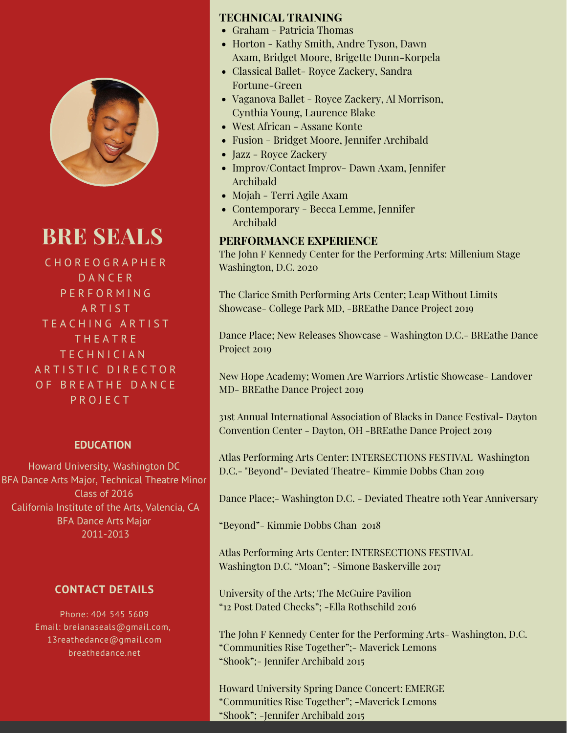# BRE SEALS

CHOREOGRAPHER
DANCER
PERFORMING ARTIST
TEACHING ARTIST
THEATRE TECHNICIAN
ARTISTIC DIRECTOR OF BREATHE DANCE PROJECT

## EDUCATION

Howard University, Washington DC
BFA Dance Arts Major, Technical Theatre Minor
Class of 2016
California Institute of the Arts, Valencia, CA
BFA Dance Arts Major
2011-2013

## CONTACT DETAILS

Phone: 404 545 5609
Email: breianaseals@gmail.com, 13reathedance@gmail.com
breathedance.net

## TECHNICAL TRAINING

- Graham - Patricia Thomas
- Horton - Kathy Smith, Andre Tyson, Dawn Axam, Bridget Moore, Brigette Dunn-Korpela
- Classical Ballet- Royce Zackery, Sandra Fortune-Green
- Vaganova Ballet - Royce Zackery, Al Morrison, Cynthia Young, Laurence Blake
- West African - Assane Konte
- Fusion - Bridget Moore, Jennifer Archibald
- Jazz - Royce Zackery
- Improv/Contact Improv- Dawn Axam, Jennifer Archibald
- Mojah - Terri Agile Axam
- Contemporary - Becca Lemme, Jennifer Archibald

## PERFORMANCE EXPERIENCE

The John F Kennedy Center for the Performing Arts: Millenium Stage Washington, D.C. 2020

The Clarice Smith Performing Arts Center; Leap Without Limits Showcase- College Park MD, -BREathe Dance Project 2019

Dance Place; New Releases Showcase - Washington D.C.- BREathe Dance Project 2019

New Hope Academy; Women Are Warriors Artistic Showcase- Landover MD- BREathe Dance Project 2019

31st Annual International Association of Blacks in Dance Festival- Dayton Convention Center - Dayton, OH -BREathe Dance Project 2019

Atlas Performing Arts Center: INTERSECTIONS FESTIVAL Washington D.C.- "Beyond"- Deviated Theatre- Kimmie Dobbs Chan 2019

Dance Place;- Washington D.C. - Deviated Theatre 10th Year Anniversary

"Beyond"- Kimmie Dobbs Chan 2018

Atlas Performing Arts Center: INTERSECTIONS FESTIVAL Washington D.C. "Moan"; -Simone Baskerville 2017

University of the Arts; The McGuire Pavilion
"12 Post Dated Checks"; -Ella Rothschild 2016

The John F Kennedy Center for the Performing Arts- Washington, D.C.
"Communities Rise Together";- Maverick Lemons
"Shook";- Jennifer Archibald 2015

Howard University Spring Dance Concert: EMERGE
"Communities Rise Together"; -Maverick Lemons
"Shook"; -Jennifer Archibald 2015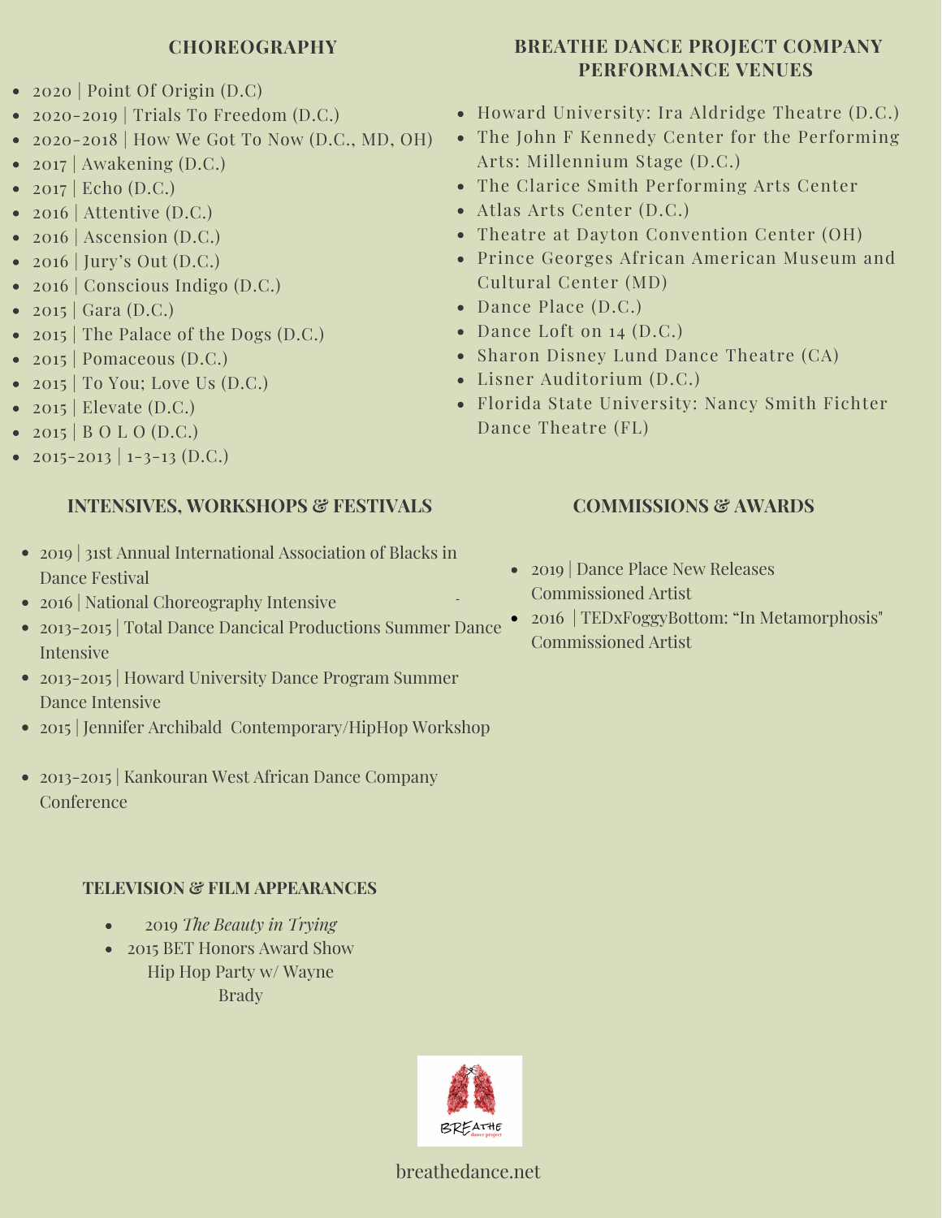## CHOREOGRAPHY

- 2020 | Point Of Origin (D.C)
- 2020-2019 | Trials To Freedom (D.C.)
- 2020-2018 | How We Got To Now (D.C., MD, OH)
- 2017 | Awakening (D.C.)
- 2017 | Echo (D.C.)
- 2016 | Attentive (D.C.)
- 2016 | Ascension (D.C.)
- 2016 | Jury's Out (D.C.)
- 2016 | Conscious Indigo (D.C.)
- 2015 | Gara (D.C.)
- 2015 | The Palace of the Dogs (D.C.)
- 2015 | Pomaceous (D.C.)
- 2015 | To You; Love Us (D.C.)
- 2015 | Elevate (D.C.)
- 2015 | B O L O (D.C.)
- 2015-2013 | 1-3-13 (D.C.)

## BREATHE DANCE PROJECT COMPANY PERFORMANCE VENUES

- Howard University: Ira Aldridge Theatre (D.C.)
- The John F Kennedy Center for the Performing Arts: Millennium Stage (D.C.)
- The Clarice Smith Performing Arts Center
- Atlas Arts Center (D.C.)
- Theatre at Dayton Convention Center (OH)
- Prince Georges African American Museum and Cultural Center (MD)
- Dance Place (D.C.)
- Dance Loft on 14 (D.C.)
- Sharon Disney Lund Dance Theatre (CA)
- Lisner Auditorium (D.C.)
- Florida State University: Nancy Smith Fichter Dance Theatre (FL)

## INTENSIVES, WORKSHOPS & FESTIVALS

- 2019 | 31st Annual International Association of Blacks in Dance Festival
- 2016 | National Choreography Intensive
- 2013-2015 | Total Dance Dancical Productions Summer Dance Intensive
- 2013-2015 | Howard University Dance Program Summer Dance Intensive
- 2015 | Jennifer Archibald Contemporary/HipHop Workshop
- 2013-2015 | Kankouran West African Dance Company Conference

## COMMISSIONS & AWARDS

- 2019 | Dance Place New Releases Commissioned Artist
- 2016 | TEDxFoggyBottom: "In Metamorphosis" Commissioned Artist

## TELEVISION & FILM APPEARANCES

- 2019 *The Beauty in Trying*
- 2015 BET Honors Award Show Hip Hop Party w/ Wayne Brady

BREATHE dance project

breathedance.net